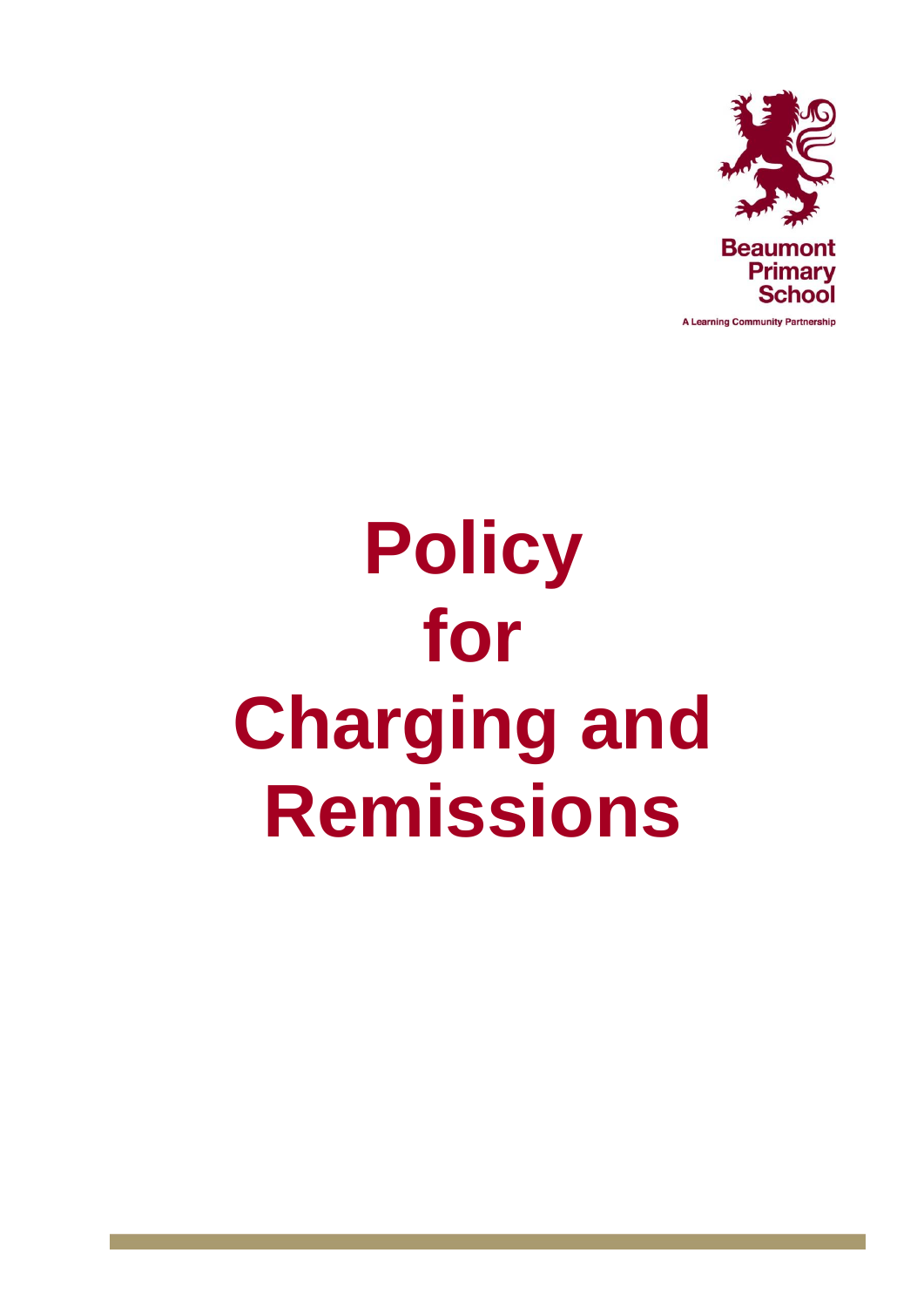Beaumont Primary School

A Learning Community Partnership

# Policy for Charging and Remissions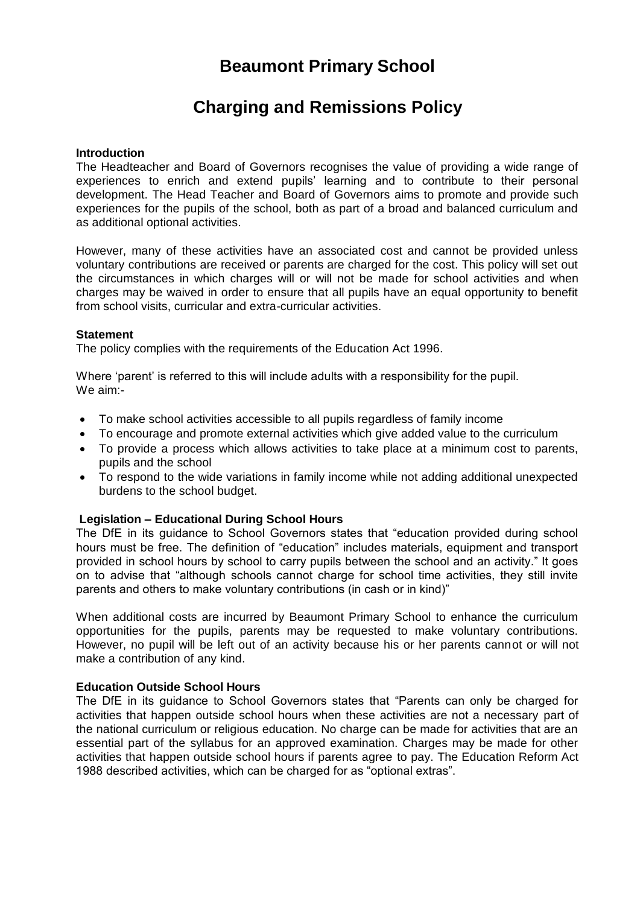# Beaumont Primary School

# Charging and Remissions Policy

**Introduction**

The Headteacher and Board of Governors recognises the value of providing a wide range of experiences to enrich and extend pupils' learning and to contribute to their personal development. The Head Teacher and Board of Governors aims to promote and provide such experiences for the pupils of the school, both as part of a broad and balanced curriculum and as additional optional activities.

However, many of these activities have an associated cost and cannot be provided unless voluntary contributions are received or parents are charged for the cost. This policy will set out the circumstances in which charges will or will not be made for school activities and when charges may be waived in order to ensure that all pupils have an equal opportunity to benefit from school visits, curricular and extra-curricular activities.

**Statement**

The policy complies with the requirements of the Education Act 1996.

Where 'parent' is referred to this will include adults with a responsibility for the pupil.
We aim:-

- To make school activities accessible to all pupils regardless of family income
- To encourage and promote external activities which give added value to the curriculum
- To provide a process which allows activities to take place at a minimum cost to parents, pupils and the school
- To respond to the wide variations in family income while not adding additional unexpected burdens to the school budget.

**Legislation – Educational During School Hours**

The DfE in its guidance to School Governors states that "education provided during school hours must be free. The definition of "education" includes materials, equipment and transport provided in school hours by school to carry pupils between the school and an activity." It goes on to advise that "although schools cannot charge for school time activities, they still invite parents and others to make voluntary contributions (in cash or in kind)"

When additional costs are incurred by Beaumont Primary School to enhance the curriculum opportunities for the pupils, parents may be requested to make voluntary contributions. However, no pupil will be left out of an activity because his or her parents cannot or will not make a contribution of any kind.

**Education Outside School Hours**

The DfE in its guidance to School Governors states that "Parents can only be charged for activities that happen outside school hours when these activities are not a necessary part of the national curriculum or religious education. No charge can be made for activities that are an essential part of the syllabus for an approved examination. Charges may be made for other activities that happen outside school hours if parents agree to pay. The Education Reform Act 1988 described activities, which can be charged for as "optional extras".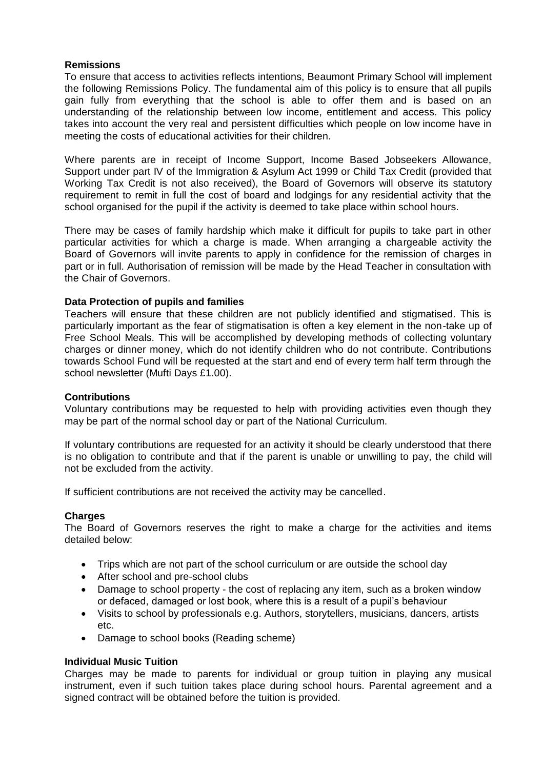**Remissions**

To ensure that access to activities reflects intentions, Beaumont Primary School will implement the following Remissions Policy. The fundamental aim of this policy is to ensure that all pupils gain fully from everything that the school is able to offer them and is based on an understanding of the relationship between low income, entitlement and access. This policy takes into account the very real and persistent difficulties which people on low income have in meeting the costs of educational activities for their children.

Where parents are in receipt of Income Support, Income Based Jobseekers Allowance, Support under part IV of the Immigration & Asylum Act 1999 or Child Tax Credit (provided that Working Tax Credit is not also received), the Board of Governors will observe its statutory requirement to remit in full the cost of board and lodgings for any residential activity that the school organised for the pupil if the activity is deemed to take place within school hours.

There may be cases of family hardship which make it difficult for pupils to take part in other particular activities for which a charge is made. When arranging a chargeable activity the Board of Governors will invite parents to apply in confidence for the remission of charges in part or in full. Authorisation of remission will be made by the Head Teacher in consultation with the Chair of Governors.

**Data Protection of pupils and families**

Teachers will ensure that these children are not publicly identified and stigmatised. This is particularly important as the fear of stigmatisation is often a key element in the non-take up of Free School Meals. This will be accomplished by developing methods of collecting voluntary charges or dinner money, which do not identify children who do not contribute. Contributions towards School Fund will be requested at the start and end of every term half term through the school newsletter (Mufti Days £1.00).

**Contributions**

Voluntary contributions may be requested to help with providing activities even though they may be part of the normal school day or part of the National Curriculum.

If voluntary contributions are requested for an activity it should be clearly understood that there is no obligation to contribute and that if the parent is unable or unwilling to pay, the child will not be excluded from the activity.

If sufficient contributions are not received the activity may be cancelled.

**Charges**

The Board of Governors reserves the right to make a charge for the activities and items detailed below:

- Trips which are not part of the school curriculum or are outside the school day
- After school and pre-school clubs
- Damage to school property - the cost of replacing any item, such as a broken window or defaced, damaged or lost book, where this is a result of a pupil's behaviour
- Visits to school by professionals e.g. Authors, storytellers, musicians, dancers, artists etc.
- Damage to school books (Reading scheme)

**Individual Music Tuition**

Charges may be made to parents for individual or group tuition in playing any musical instrument, even if such tuition takes place during school hours. Parental agreement and a signed contract will be obtained before the tuition is provided.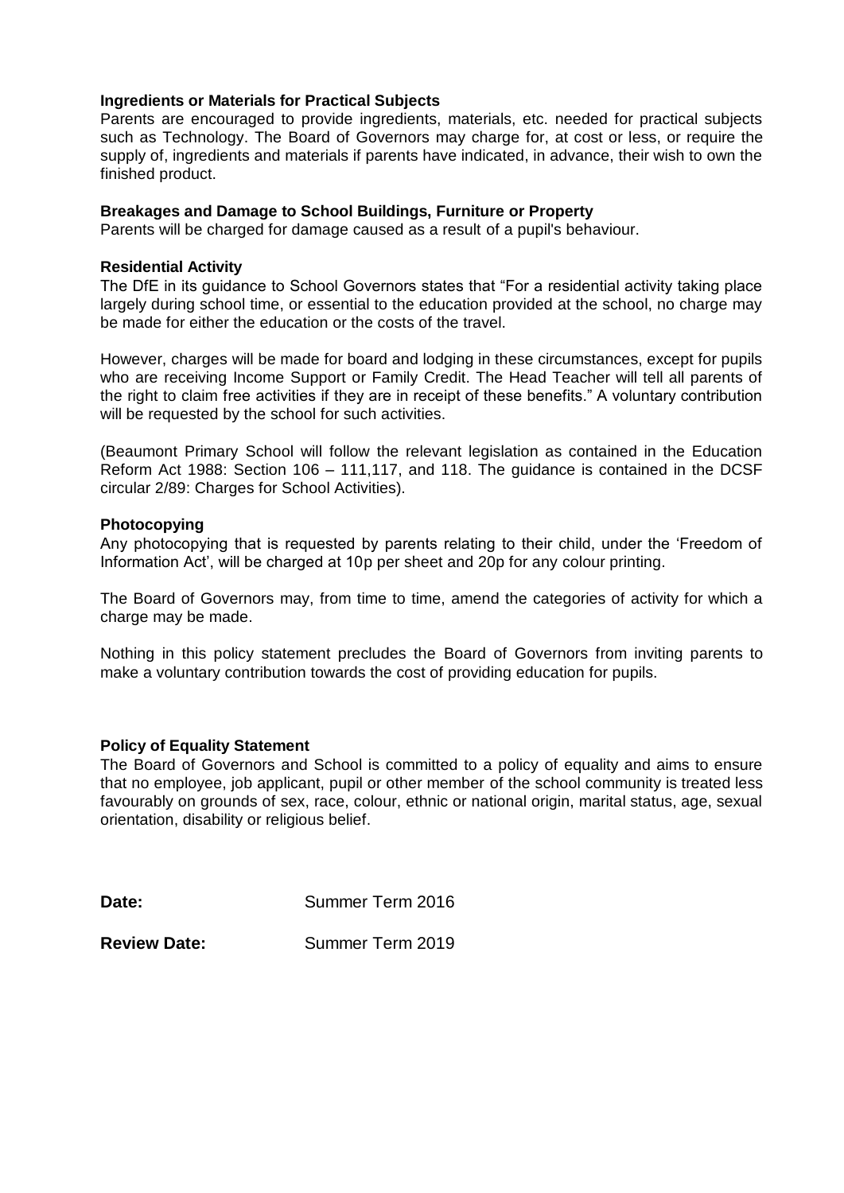**Ingredients or Materials for Practical Subjects**

Parents are encouraged to provide ingredients, materials, etc. needed for practical subjects such as Technology. The Board of Governors may charge for, at cost or less, or require the supply of, ingredients and materials if parents have indicated, in advance, their wish to own the finished product.

**Breakages and Damage to School Buildings, Furniture or Property**

Parents will be charged for damage caused as a result of a pupil's behaviour.

**Residential Activity**

The DfE in its guidance to School Governors states that "For a residential activity taking place largely during school time, or essential to the education provided at the school, no charge may be made for either the education or the costs of the travel.

However, charges will be made for board and lodging in these circumstances, except for pupils who are receiving Income Support or Family Credit. The Head Teacher will tell all parents of the right to claim free activities if they are in receipt of these benefits." A voluntary contribution will be requested by the school for such activities.

(Beaumont Primary School will follow the relevant legislation as contained in the Education Reform Act 1988: Section 106 – 111,117, and 118. The guidance is contained in the DCSF circular 2/89: Charges for School Activities).

**Photocopying**

Any photocopying that is requested by parents relating to their child, under the 'Freedom of Information Act', will be charged at 10p per sheet and 20p for any colour printing.

The Board of Governors may, from time to time, amend the categories of activity for which a charge may be made.

Nothing in this policy statement precludes the Board of Governors from inviting parents to make a voluntary contribution towards the cost of providing education for pupils.

**Policy of Equality Statement**

The Board of Governors and School is committed to a policy of equality and aims to ensure that no employee, job applicant, pupil or other member of the school community is treated less favourably on grounds of sex, race, colour, ethnic or national origin, marital status, age, sexual orientation, disability or religious belief.

**Date:** Summer Term 2016

**Review Date:** Summer Term 2019